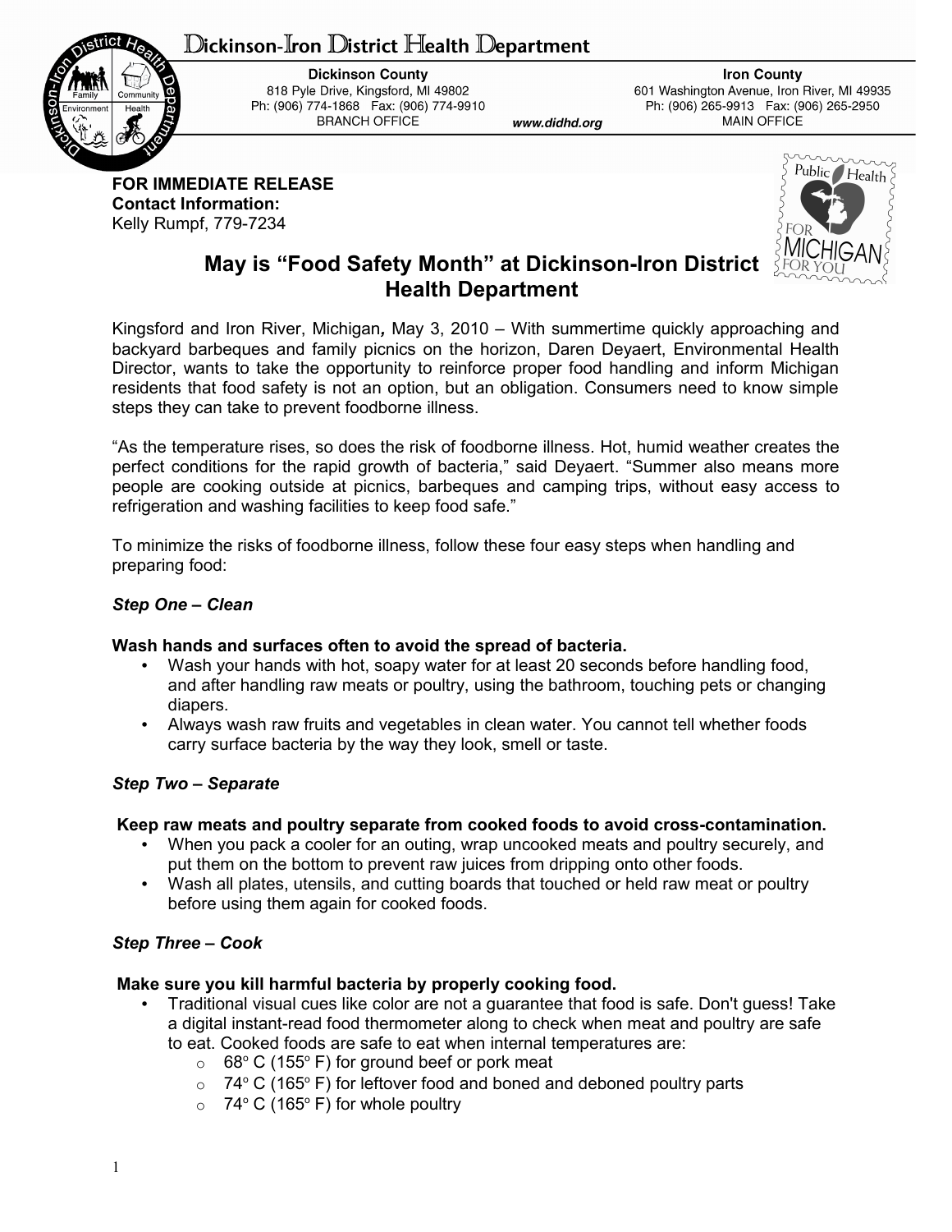# Dickinson-Iron District Health Department

**Dickinson County**
818 Pyle Drive, Kingsford, MI 49802
Ph: (906) 774-1868 Fax: (906) 774-9910
BRANCH OFFICE

**www.didhd.org**

**Iron County**
601 Washington Avenue, Iron River, MI 49935
Ph: (906) 265-9913 Fax: (906) 265-2950
MAIN OFFICE

**FOR IMMEDIATE RELEASE**
**Contact Information:**
Kelly Rumpf, 779-7234

## May is "Food Safety Month" at Dickinson-Iron District Health Department

Kingsford and Iron River, Michigan***,*** May 3, 2010 – With summertime quickly approaching and backyard barbeques and family picnics on the horizon, Daren Deyaert, Environmental Health Director, wants to take the opportunity to reinforce proper food handling and inform Michigan residents that food safety is not an option, but an obligation. Consumers need to know simple steps they can take to prevent foodborne illness.

"As the temperature rises, so does the risk of foodborne illness. Hot, humid weather creates the perfect conditions for the rapid growth of bacteria," said Deyaert. "Summer also means more people are cooking outside at picnics, barbeques and camping trips, without easy access to refrigeration and washing facilities to keep food safe."

To minimize the risks of foodborne illness, follow these four easy steps when handling and preparing food:

***Step One – Clean***

**Wash hands and surfaces often to avoid the spread of bacteria.**

- Wash your hands with hot, soapy water for at least 20 seconds before handling food, and after handling raw meats or poultry, using the bathroom, touching pets or changing diapers.
- Always wash raw fruits and vegetables in clean water. You cannot tell whether foods carry surface bacteria by the way they look, smell or taste.

***Step Two – Separate***

**Keep raw meats and poultry separate from cooked foods to avoid cross-contamination.**

- When you pack a cooler for an outing, wrap uncooked meats and poultry securely, and put them on the bottom to prevent raw juices from dripping onto other foods.
- Wash all plates, utensils, and cutting boards that touched or held raw meat or poultry before using them again for cooked foods.

***Step Three – Cook***

**Make sure you kill harmful bacteria by properly cooking food.**

- Traditional visual cues like color are not a guarantee that food is safe. Don't guess! Take a digital instant-read food thermometer along to check when meat and poultry are safe to eat. Cooked foods are safe to eat when internal temperatures are:
  - 68° C (155° F) for ground beef or pork meat
  - 74° C (165° F) for leftover food and boned and deboned poultry parts
  - 74° C (165° F) for whole poultry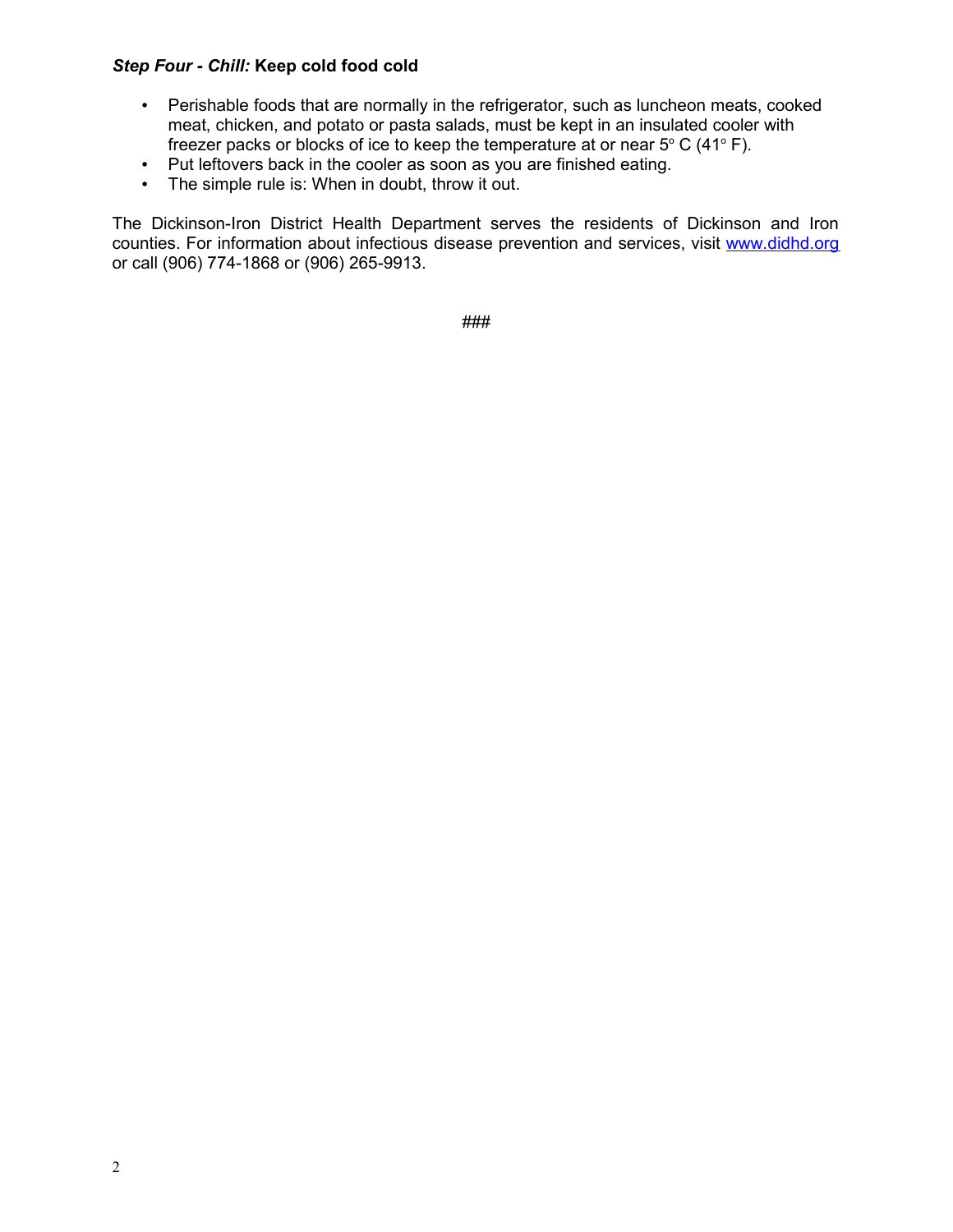***Step Four - Chill:*** **Keep cold food cold**

- Perishable foods that are normally in the refrigerator, such as luncheon meats, cooked meat, chicken, and potato or pasta salads, must be kept in an insulated cooler with freezer packs or blocks of ice to keep the temperature at or near 5° C (41° F).
- Put leftovers back in the cooler as soon as you are finished eating.
- The simple rule is: When in doubt, throw it out.

The Dickinson-Iron District Health Department serves the residents of Dickinson and Iron counties. For information about infectious disease prevention and services, visit [www.didhd.org](http://www.didhd.org) or call (906) 774-1868 or (906) 265-9913.

###